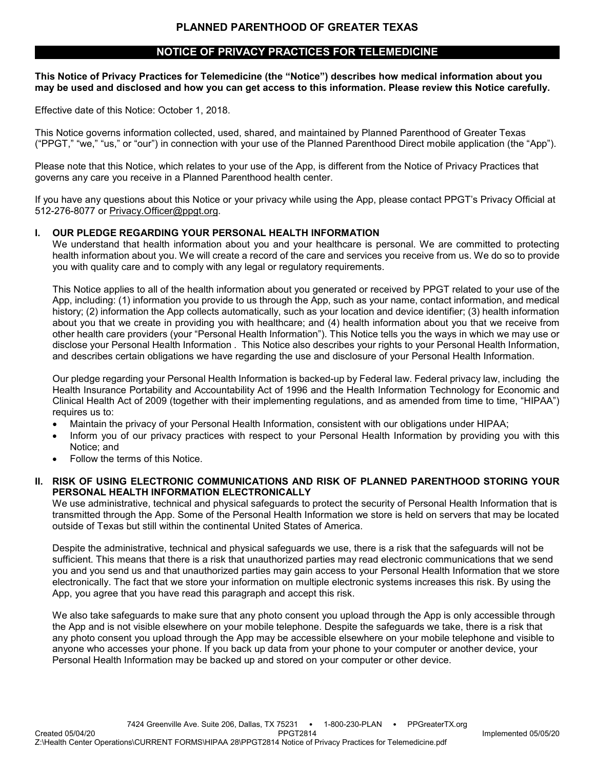# PLANNED PARENTHOOD OF GREATER TEXAS

## NOTICE OF PRIVACY PRACTICES FOR TELEMEDICINE

**This Notice of Privacy Practices for Telemedicine (the "Notice") describes how medical information about you may be used and disclosed and how you can get access to this information. Please review this Notice carefully.**

Effective date of this Notice: October 1, 2018.

This Notice governs information collected, used, shared, and maintained by Planned Parenthood of Greater Texas ("PPGT," "we," "us," or "our") in connection with your use of the Planned Parenthood Direct mobile application (the "App").

Please note that this Notice, which relates to your use of the App, is different from the Notice of Privacy Practices that governs any care you receive in a Planned Parenthood health center.

If you have any questions about this Notice or your privacy while using the App, please contact PPGT's Privacy Official at 512-276-8077 or Privacy.Officer@ppgt.org.

### I. OUR PLEDGE REGARDING YOUR PERSONAL HEALTH INFORMATION

We understand that health information about you and your healthcare is personal. We are committed to protecting health information about you. We will create a record of the care and services you receive from us. We do so to provide you with quality care and to comply with any legal or regulatory requirements.

This Notice applies to all of the health information about you generated or received by PPGT related to your use of the App, including: (1) information you provide to us through the App, such as your name, contact information, and medical history; (2) information the App collects automatically, such as your location and device identifier; (3) health information about you that we create in providing you with healthcare; and (4) health information about you that we receive from other health care providers (your "Personal Health Information"). This Notice tells you the ways in which we may use or disclose your Personal Health Information . This Notice also describes your rights to your Personal Health Information, and describes certain obligations we have regarding the use and disclosure of your Personal Health Information.

Our pledge regarding your Personal Health Information is backed-up by Federal law. Federal privacy law, including the Health Insurance Portability and Accountability Act of 1996 and the Health Information Technology for Economic and Clinical Health Act of 2009 (together with their implementing regulations, and as amended from time to time, "HIPAA") requires us to:

- Maintain the privacy of your Personal Health Information, consistent with our obligations under HIPAA;
- Inform you of our privacy practices with respect to your Personal Health Information by providing you with this Notice; and
- Follow the terms of this Notice.

### II. RISK OF USING ELECTRONIC COMMUNICATIONS AND RISK OF PLANNED PARENTHOOD STORING YOUR PERSONAL HEALTH INFORMATION ELECTRONICALLY

We use administrative, technical and physical safeguards to protect the security of Personal Health Information that is transmitted through the App. Some of the Personal Health Information we store is held on servers that may be located outside of Texas but still within the continental United States of America.

Despite the administrative, technical and physical safeguards we use, there is a risk that the safeguards will not be sufficient. This means that there is a risk that unauthorized parties may read electronic communications that we send you and you send us and that unauthorized parties may gain access to your Personal Health Information that we store electronically. The fact that we store your information on multiple electronic systems increases this risk. By using the App, you agree that you have read this paragraph and accept this risk.

We also take safeguards to make sure that any photo consent you upload through the App is only accessible through the App and is not visible elsewhere on your mobile telephone. Despite the safeguards we take, there is a risk that any photo consent you upload through the App may be accessible elsewhere on your mobile telephone and visible to anyone who accesses your phone. If you back up data from your phone to your computer or another device, your Personal Health Information may be backed up and stored on your computer or other device.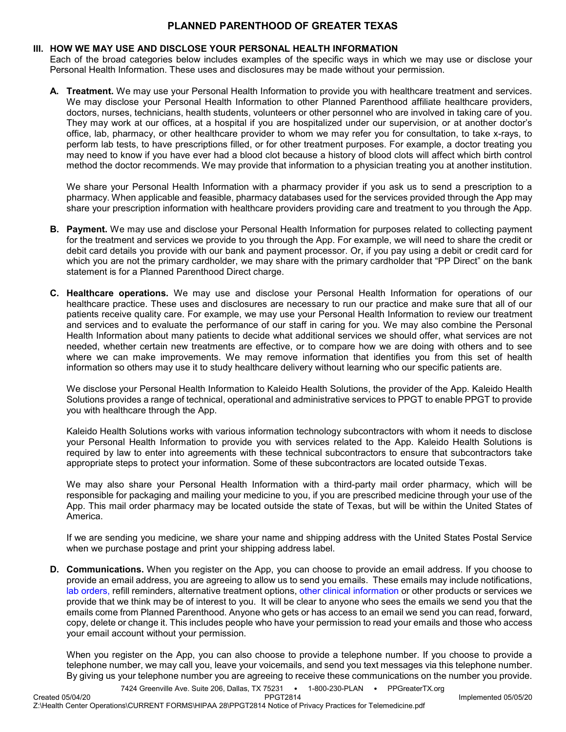## III. HOW WE MAY USE AND DISCLOSE YOUR PERSONAL HEALTH INFORMATION

Each of the broad categories below includes examples of the specific ways in which we may use or disclose your Personal Health Information. These uses and disclosures may be made without your permission.

**A. Treatment.** We may use your Personal Health Information to provide you with healthcare treatment and services. We may disclose your Personal Health Information to other Planned Parenthood affiliate healthcare providers, doctors, nurses, technicians, health students, volunteers or other personnel who are involved in taking care of you. They may work at our offices, at a hospital if you are hospitalized under our supervision, or at another doctor's office, lab, pharmacy, or other healthcare provider to whom we may refer you for consultation, to take x-rays, to perform lab tests, to have prescriptions filled, or for other treatment purposes. For example, a doctor treating you may need to know if you have ever had a blood clot because a history of blood clots will affect which birth control method the doctor recommends. We may provide that information to a physician treating you at another institution.

We share your Personal Health Information with a pharmacy provider if you ask us to send a prescription to a pharmacy. When applicable and feasible, pharmacy databases used for the services provided through the App may share your prescription information with healthcare providers providing care and treatment to you through the App.

**B. Payment.** We may use and disclose your Personal Health Information for purposes related to collecting payment for the treatment and services we provide to you through the App. For example, we will need to share the credit or debit card details you provide with our bank and payment processor. Or, if you pay using a debit or credit card for which you are not the primary cardholder, we may share with the primary cardholder that "PP Direct" on the bank statement is for a Planned Parenthood Direct charge.

**C. Healthcare operations.** We may use and disclose your Personal Health Information for operations of our healthcare practice. These uses and disclosures are necessary to run our practice and make sure that all of our patients receive quality care. For example, we may use your Personal Health Information to review our treatment and services and to evaluate the performance of our staff in caring for you. We may also combine the Personal Health Information about many patients to decide what additional services we should offer, what services are not needed, whether certain new treatments are effective, or to compare how we are doing with others and to see where we can make improvements. We may remove information that identifies you from this set of health information so others may use it to study healthcare delivery without learning who our specific patients are.

We disclose your Personal Health Information to Kaleido Health Solutions, the provider of the App. Kaleido Health Solutions provides a range of technical, operational and administrative services to PPGT to enable PPGT to provide you with healthcare through the App.

Kaleido Health Solutions works with various information technology subcontractors with whom it needs to disclose your Personal Health Information to provide you with services related to the App. Kaleido Health Solutions is required by law to enter into agreements with these technical subcontractors to ensure that subcontractors take appropriate steps to protect your information. Some of these subcontractors are located outside Texas.

We may also share your Personal Health Information with a third-party mail order pharmacy, which will be responsible for packaging and mailing your medicine to you, if you are prescribed medicine through your use of the App. This mail order pharmacy may be located outside the state of Texas, but will be within the United States of America.

If we are sending you medicine, we share your name and shipping address with the United States Postal Service when we purchase postage and print your shipping address label.

**D. Communications.** When you register on the App, you can choose to provide an email address. If you choose to provide an email address, you are agreeing to allow us to send you emails. These emails may include notifications, lab orders, refill reminders, alternative treatment options, other clinical information or other products or services we provide that we think may be of interest to you. It will be clear to anyone who sees the emails we send you that the emails come from Planned Parenthood. Anyone who gets or has access to an email we send you can read, forward, copy, delete or change it. This includes people who have your permission to read your emails and those who access your email account without your permission.

When you register on the App, you can also choose to provide a telephone number. If you choose to provide a telephone number, we may call you, leave your voicemails, and send you text messages via this telephone number. By giving us your telephone number you are agreeing to receive these communications on the number you provide.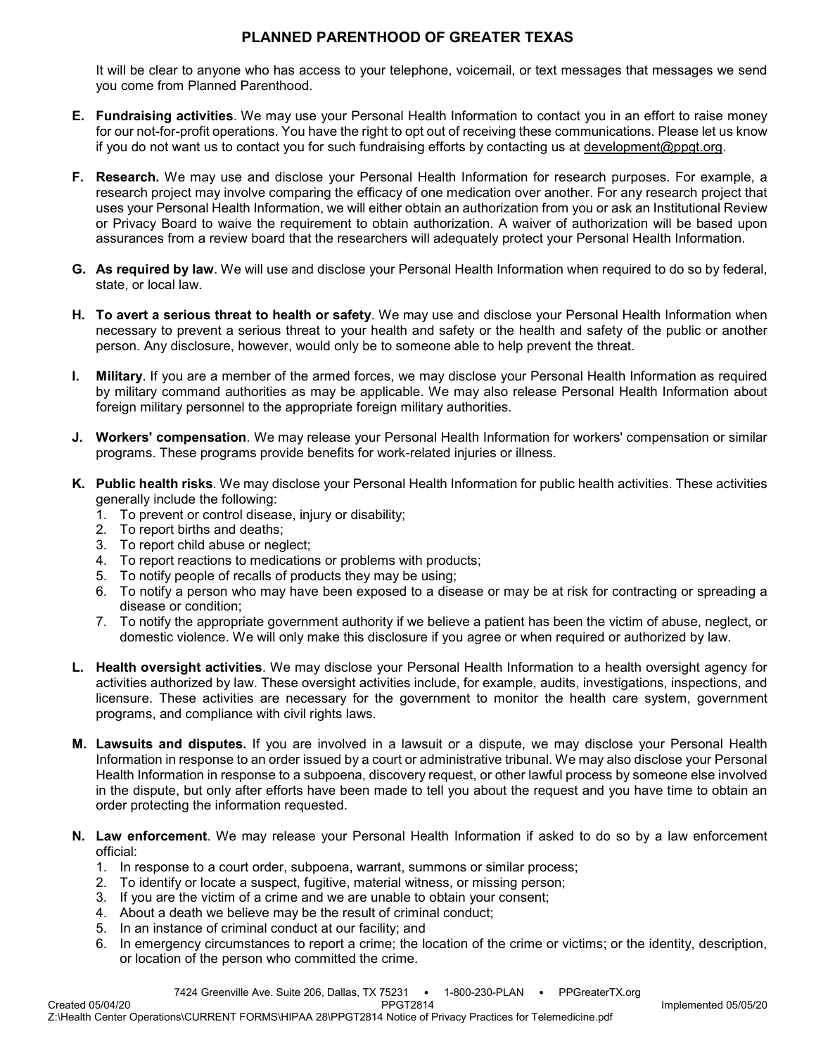It will be clear to anyone who has access to your telephone, voicemail, or text messages that messages we send you come from Planned Parenthood.

**E. Fundraising activities**. We may use your Personal Health Information to contact you in an effort to raise money for our not-for-profit operations. You have the right to opt out of receiving these communications. Please let us know if you do not want us to contact you for such fundraising efforts by contacting us at development@ppgt.org.

**F. Research.** We may use and disclose your Personal Health Information for research purposes. For example, a research project may involve comparing the efficacy of one medication over another. For any research project that uses your Personal Health Information, we will either obtain an authorization from you or ask an Institutional Review or Privacy Board to waive the requirement to obtain authorization. A waiver of authorization will be based upon assurances from a review board that the researchers will adequately protect your Personal Health Information.

**G. As required by law**. We will use and disclose your Personal Health Information when required to do so by federal, state, or local law.

**H. To avert a serious threat to health or safety**. We may use and disclose your Personal Health Information when necessary to prevent a serious threat to your health and safety or the health and safety of the public or another person. Any disclosure, however, would only be to someone able to help prevent the threat.

**I. Military**. If you are a member of the armed forces, we may disclose your Personal Health Information as required by military command authorities as may be applicable. We may also release Personal Health Information about foreign military personnel to the appropriate foreign military authorities.

**J. Workers' compensation**. We may release your Personal Health Information for workers' compensation or similar programs. These programs provide benefits for work-related injuries or illness.

**K. Public health risks**. We may disclose your Personal Health Information for public health activities. These activities generally include the following:

1. To prevent or control disease, injury or disability;
2. To report births and deaths;
3. To report child abuse or neglect;
4. To report reactions to medications or problems with products;
5. To notify people of recalls of products they may be using;
6. To notify a person who may have been exposed to a disease or may be at risk for contracting or spreading a disease or condition;
7. To notify the appropriate government authority if we believe a patient has been the victim of abuse, neglect, or domestic violence. We will only make this disclosure if you agree or when required or authorized by law.

**L. Health oversight activities**. We may disclose your Personal Health Information to a health oversight agency for activities authorized by law. These oversight activities include, for example, audits, investigations, inspections, and licensure. These activities are necessary for the government to monitor the health care system, government programs, and compliance with civil rights laws.

**M. Lawsuits and disputes.** If you are involved in a lawsuit or a dispute, we may disclose your Personal Health Information in response to an order issued by a court or administrative tribunal. We may also disclose your Personal Health Information in response to a subpoena, discovery request, or other lawful process by someone else involved in the dispute, but only after efforts have been made to tell you about the request and you have time to obtain an order protecting the information requested.

**N. Law enforcement**. We may release your Personal Health Information if asked to do so by a law enforcement official:

1. In response to a court order, subpoena, warrant, summons or similar process;
2. To identify or locate a suspect, fugitive, material witness, or missing person;
3. If you are the victim of a crime and we are unable to obtain your consent;
4. About a death we believe may be the result of criminal conduct;
5. In an instance of criminal conduct at our facility; and
6. In emergency circumstances to report a crime; the location of the crime or victims; or the identity, description, or location of the person who committed the crime.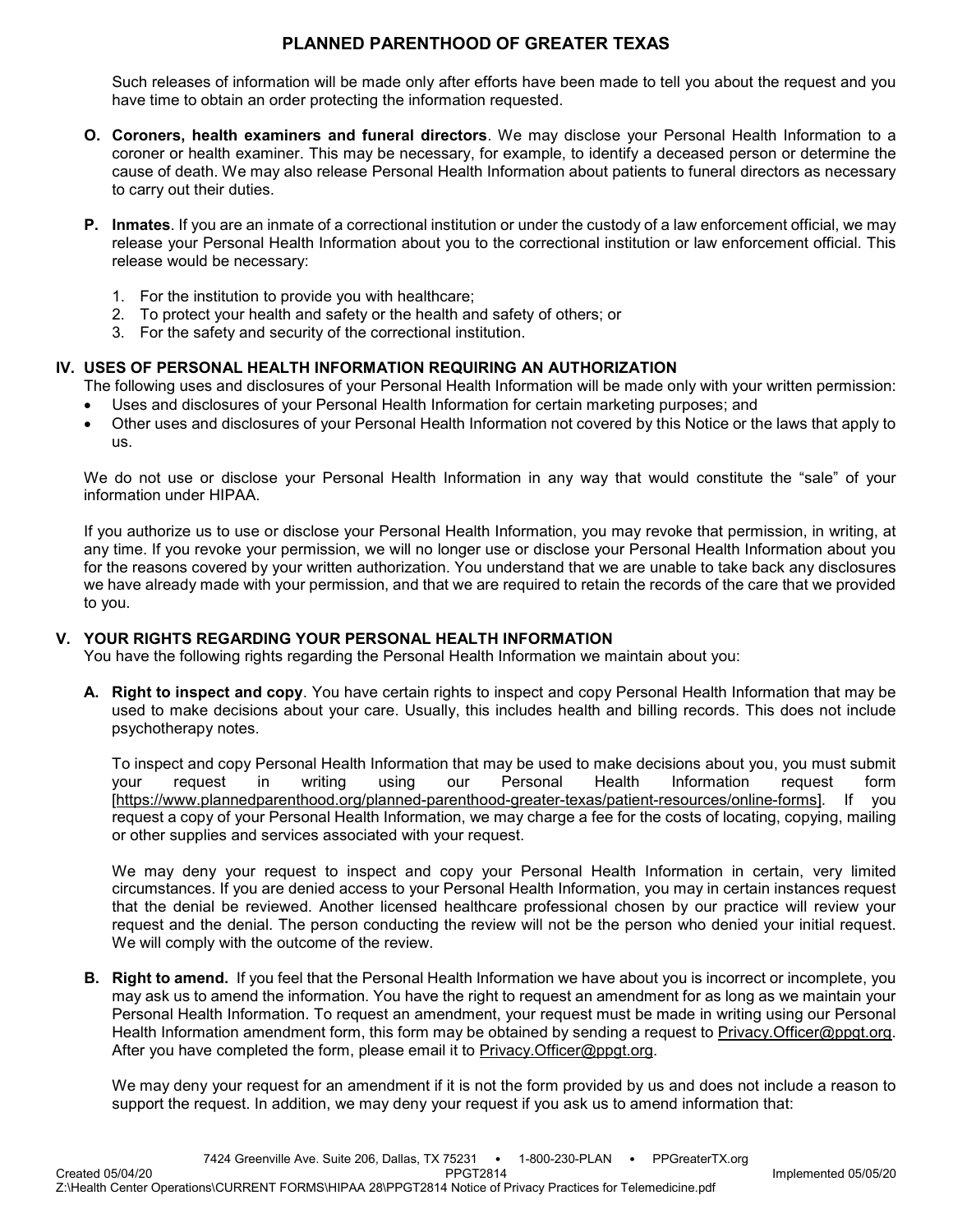Such releases of information will be made only after efforts have been made to tell you about the request and you have time to obtain an order protecting the information requested.

**O. Coroners, health examiners and funeral directors**. We may disclose your Personal Health Information to a coroner or health examiner. This may be necessary, for example, to identify a deceased person or determine the cause of death. We may also release Personal Health Information about patients to funeral directors as necessary to carry out their duties.

**P. Inmates**. If you are an inmate of a correctional institution or under the custody of a law enforcement official, we may release your Personal Health Information about you to the correctional institution or law enforcement official. This release would be necessary:

1. For the institution to provide you with healthcare;
2. To protect your health and safety or the health and safety of others; or
3. For the safety and security of the correctional institution.

## IV. USES OF PERSONAL HEALTH INFORMATION REQUIRING AN AUTHORIZATION

The following uses and disclosures of your Personal Health Information will be made only with your written permission:

- Uses and disclosures of your Personal Health Information for certain marketing purposes; and
- Other uses and disclosures of your Personal Health Information not covered by this Notice or the laws that apply to us.

We do not use or disclose your Personal Health Information in any way that would constitute the "sale" of your information under HIPAA.

If you authorize us to use or disclose your Personal Health Information, you may revoke that permission, in writing, at any time. If you revoke your permission, we will no longer use or disclose your Personal Health Information about you for the reasons covered by your written authorization. You understand that we are unable to take back any disclosures we have already made with your permission, and that we are required to retain the records of the care that we provided to you.

## V. YOUR RIGHTS REGARDING YOUR PERSONAL HEALTH INFORMATION

You have the following rights regarding the Personal Health Information we maintain about you:

**A. Right to inspect and copy**. You have certain rights to inspect and copy Personal Health Information that may be used to make decisions about your care. Usually, this includes health and billing records. This does not include psychotherapy notes.

To inspect and copy Personal Health Information that may be used to make decisions about you, you must submit your request in writing using our Personal Health Information request form [https://www.plannedparenthood.org/planned-parenthood-greater-texas/patient-resources/online-forms]. If you request a copy of your Personal Health Information, we may charge a fee for the costs of locating, copying, mailing or other supplies and services associated with your request.

We may deny your request to inspect and copy your Personal Health Information in certain, very limited circumstances. If you are denied access to your Personal Health Information, you may in certain instances request that the denial be reviewed. Another licensed healthcare professional chosen by our practice will review your request and the denial. The person conducting the review will not be the person who denied your initial request. We will comply with the outcome of the review.

**B. Right to amend.** If you feel that the Personal Health Information we have about you is incorrect or incomplete, you may ask us to amend the information. You have the right to request an amendment for as long as we maintain your Personal Health Information. To request an amendment, your request must be made in writing using our Personal Health Information amendment form, this form may be obtained by sending a request to Privacy.Officer@ppgt.org. After you have completed the form, please email it to Privacy.Officer@ppgt.org.

We may deny your request for an amendment if it is not the form provided by us and does not include a reason to support the request. In addition, we may deny your request if you ask us to amend information that: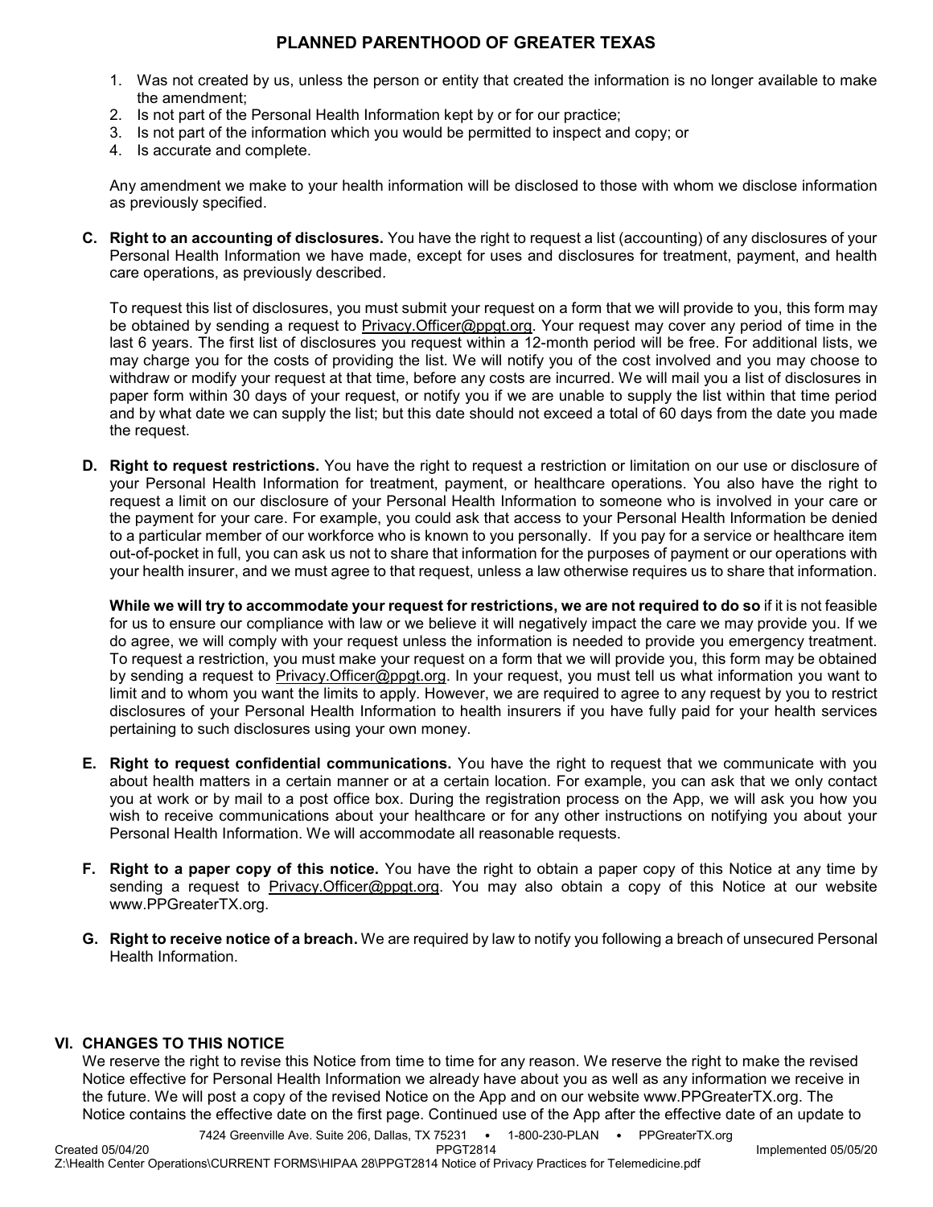1. Was not created by us, unless the person or entity that created the information is no longer available to make the amendment;
2. Is not part of the Personal Health Information kept by or for our practice;
3. Is not part of the information which you would be permitted to inspect and copy; or
4. Is accurate and complete.

Any amendment we make to your health information will be disclosed to those with whom we disclose information as previously specified.

**C. Right to an accounting of disclosures.** You have the right to request a list (accounting) of any disclosures of your Personal Health Information we have made, except for uses and disclosures for treatment, payment, and health care operations, as previously described.

To request this list of disclosures, you must submit your request on a form that we will provide to you, this form may be obtained by sending a request to Privacy.Officer@ppgt.org. Your request may cover any period of time in the last 6 years. The first list of disclosures you request within a 12-month period will be free. For additional lists, we may charge you for the costs of providing the list. We will notify you of the cost involved and you may choose to withdraw or modify your request at that time, before any costs are incurred. We will mail you a list of disclosures in paper form within 30 days of your request, or notify you if we are unable to supply the list within that time period and by what date we can supply the list; but this date should not exceed a total of 60 days from the date you made the request.

**D. Right to request restrictions.** You have the right to request a restriction or limitation on our use or disclosure of your Personal Health Information for treatment, payment, or healthcare operations. You also have the right to request a limit on our disclosure of your Personal Health Information to someone who is involved in your care or the payment for your care. For example, you could ask that access to your Personal Health Information be denied to a particular member of our workforce who is known to you personally. If you pay for a service or healthcare item out-of-pocket in full, you can ask us not to share that information for the purposes of payment or our operations with your health insurer, and we must agree to that request, unless a law otherwise requires us to share that information.

**While we will try to accommodate your request for restrictions, we are not required to do so** if it is not feasible for us to ensure our compliance with law or we believe it will negatively impact the care we may provide you. If we do agree, we will comply with your request unless the information is needed to provide you emergency treatment. To request a restriction, you must make your request on a form that we will provide you, this form may be obtained by sending a request to Privacy.Officer@ppgt.org. In your request, you must tell us what information you want to limit and to whom you want the limits to apply. However, we are required to agree to any request by you to restrict disclosures of your Personal Health Information to health insurers if you have fully paid for your health services pertaining to such disclosures using your own money.

**E. Right to request confidential communications.** You have the right to request that we communicate with you about health matters in a certain manner or at a certain location. For example, you can ask that we only contact you at work or by mail to a post office box. During the registration process on the App, we will ask you how you wish to receive communications about your healthcare or for any other instructions on notifying you about your Personal Health Information. We will accommodate all reasonable requests.

**F. Right to a paper copy of this notice.** You have the right to obtain a paper copy of this Notice at any time by sending a request to Privacy.Officer@ppgt.org. You may also obtain a copy of this Notice at our website www.PPGreaterTX.org.

**G. Right to receive notice of a breach.** We are required by law to notify you following a breach of unsecured Personal Health Information.

## VI. CHANGES TO THIS NOTICE

We reserve the right to revise this Notice from time to time for any reason. We reserve the right to make the revised Notice effective for Personal Health Information we already have about you as well as any information we receive in the future. We will post a copy of the revised Notice on the App and on our website www.PPGreaterTX.org. The Notice contains the effective date on the first page. Continued use of the App after the effective date of an update to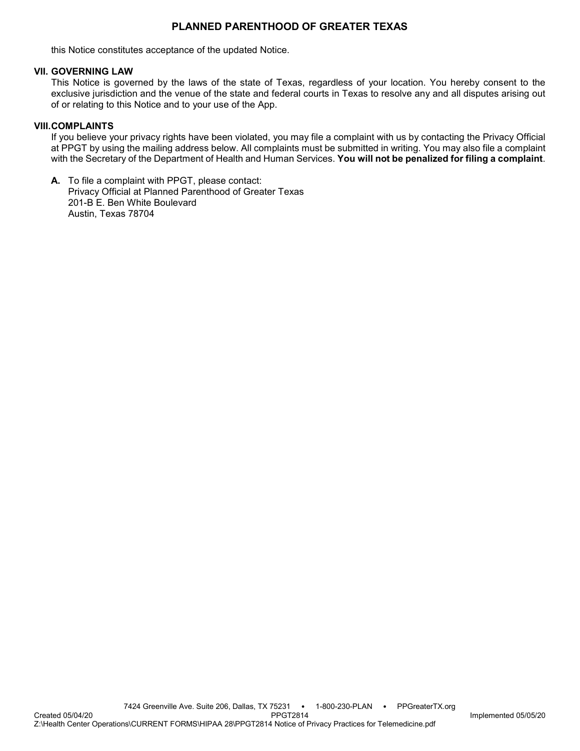this Notice constitutes acceptance of the updated Notice.

## VII. GOVERNING LAW

This Notice is governed by the laws of the state of Texas, regardless of your location. You hereby consent to the exclusive jurisdiction and the venue of the state and federal courts in Texas to resolve any and all disputes arising out of or relating to this Notice and to your use of the App.

## VIII. COMPLAINTS

If you believe your privacy rights have been violated, you may file a complaint with us by contacting the Privacy Official at PPGT by using the mailing address below. All complaints must be submitted in writing. You may also file a complaint with the Secretary of the Department of Health and Human Services. **You will not be penalized for filing a complaint**.

**A.** To file a complaint with PPGT, please contact:
Privacy Official at Planned Parenthood of Greater Texas
201-B E. Ben White Boulevard
Austin, Texas 78704